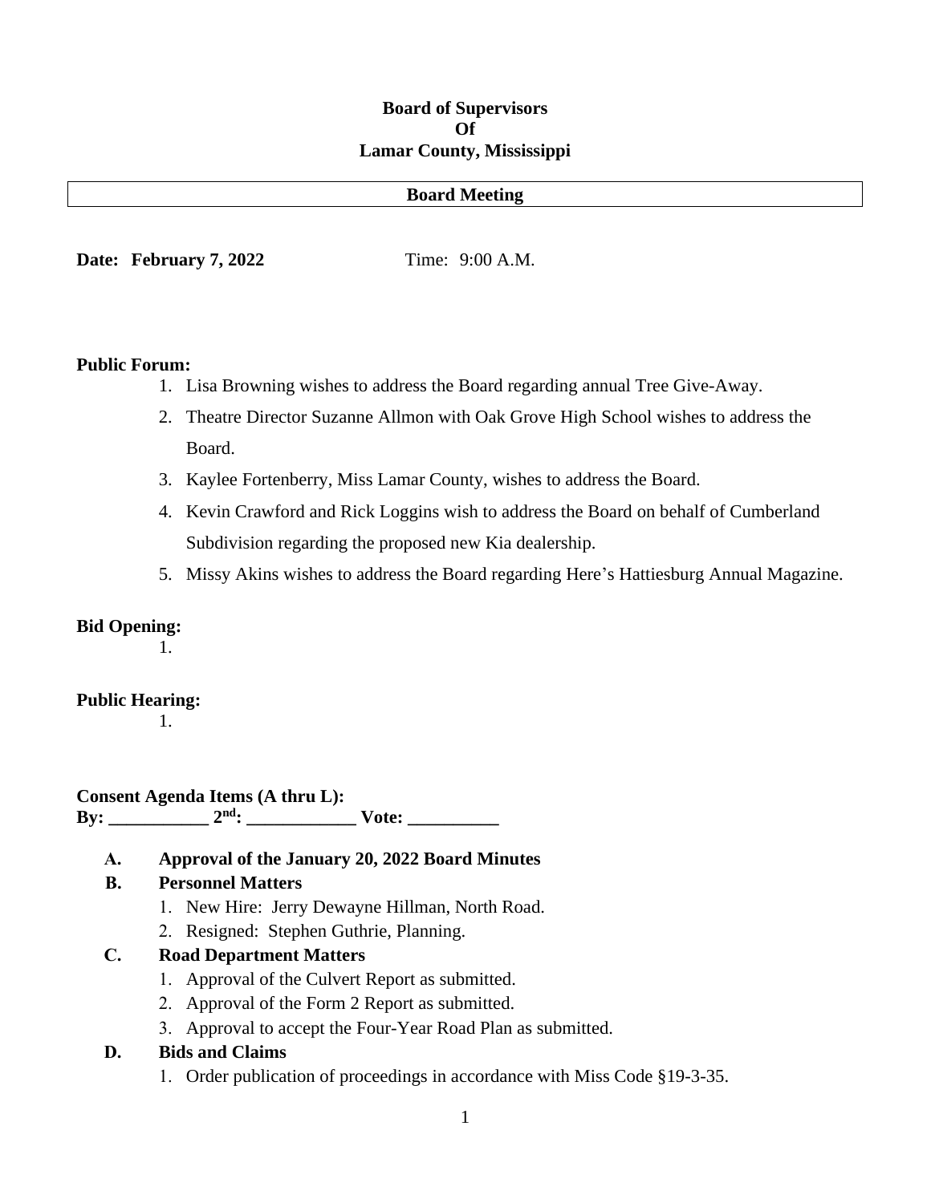**Board of Supervisors**
**Of**
**Lamar County, Mississippi**

**Board Meeting**

**Date: February 7, 2022** Time: 9:00 A.M.

**Public Forum:**

1. Lisa Browning wishes to address the Board regarding annual Tree Give-Away.
2. Theatre Director Suzanne Allmon with Oak Grove High School wishes to address the Board.
3. Kaylee Fortenberry, Miss Lamar County, wishes to address the Board.
4. Kevin Crawford and Rick Loggins wish to address the Board on behalf of Cumberland Subdivision regarding the proposed new Kia dealership.
5. Missy Akins wishes to address the Board regarding Here's Hattiesburg Annual Magazine.

**Bid Opening:**

1.

**Public Hearing:**

1.

**Consent Agenda Items (A thru L):**
**By: ___________ 2nd: ____________ Vote: __________**

**A. Approval of the January 20, 2022 Board Minutes**

**B. Personnel Matters**

1. New Hire: Jerry Dewayne Hillman, North Road.
2. Resigned: Stephen Guthrie, Planning.

**C. Road Department Matters**

1. Approval of the Culvert Report as submitted.
2. Approval of the Form 2 Report as submitted.
3. Approval to accept the Four-Year Road Plan as submitted.

**D. Bids and Claims**

1. Order publication of proceedings in accordance with Miss Code §19-3-35.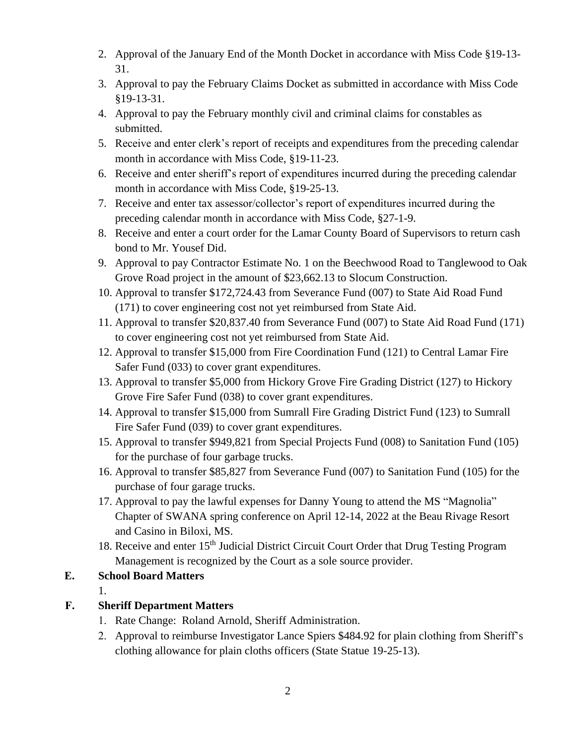2. Approval of the January End of the Month Docket in accordance with Miss Code §19-13-31.
3. Approval to pay the February Claims Docket as submitted in accordance with Miss Code §19-13-31.
4. Approval to pay the February monthly civil and criminal claims for constables as submitted.
5. Receive and enter clerk's report of receipts and expenditures from the preceding calendar month in accordance with Miss Code, §19-11-23.
6. Receive and enter sheriff's report of expenditures incurred during the preceding calendar month in accordance with Miss Code, §19-25-13.
7. Receive and enter tax assessor/collector's report of expenditures incurred during the preceding calendar month in accordance with Miss Code, §27-1-9.
8. Receive and enter a court order for the Lamar County Board of Supervisors to return cash bond to Mr. Yousef Did.
9. Approval to pay Contractor Estimate No. 1 on the Beechwood Road to Tanglewood to Oak Grove Road project in the amount of $23,662.13 to Slocum Construction.
10. Approval to transfer $172,724.43 from Severance Fund (007) to State Aid Road Fund (171) to cover engineering cost not yet reimbursed from State Aid.
11. Approval to transfer $20,837.40 from Severance Fund (007) to State Aid Road Fund (171) to cover engineering cost not yet reimbursed from State Aid.
12. Approval to transfer $15,000 from Fire Coordination Fund (121) to Central Lamar Fire Safer Fund (033) to cover grant expenditures.
13. Approval to transfer $5,000 from Hickory Grove Fire Grading District (127) to Hickory Grove Fire Safer Fund (038) to cover grant expenditures.
14. Approval to transfer $15,000 from Sumrall Fire Grading District Fund (123) to Sumrall Fire Safer Fund (039) to cover grant expenditures.
15. Approval to transfer $949,821 from Special Projects Fund (008) to Sanitation Fund (105) for the purchase of four garbage trucks.
16. Approval to transfer $85,827 from Severance Fund (007) to Sanitation Fund (105) for the purchase of four garage trucks.
17. Approval to pay the lawful expenses for Danny Young to attend the MS "Magnolia" Chapter of SWANA spring conference on April 12-14, 2022 at the Beau Rivage Resort and Casino in Biloxi, MS.
18. Receive and enter 15th Judicial District Circuit Court Order that Drug Testing Program Management is recognized by the Court as a sole source provider.

**E. School Board Matters**

1.

**F. Sheriff Department Matters**

1. Rate Change: Roland Arnold, Sheriff Administration.
2. Approval to reimburse Investigator Lance Spiers $484.92 for plain clothing from Sheriff's clothing allowance for plain cloths officers (State Statue 19-25-13).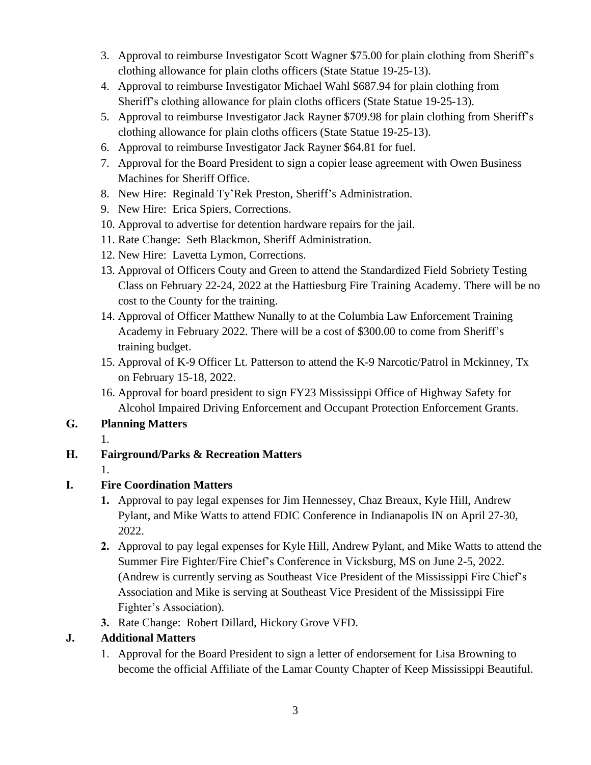3. Approval to reimburse Investigator Scott Wagner $75.00 for plain clothing from Sheriff's clothing allowance for plain cloths officers (State Statue 19-25-13).
4. Approval to reimburse Investigator Michael Wahl $687.94 for plain clothing from Sheriff's clothing allowance for plain cloths officers (State Statue 19-25-13).
5. Approval to reimburse Investigator Jack Rayner $709.98 for plain clothing from Sheriff's clothing allowance for plain cloths officers (State Statue 19-25-13).
6. Approval to reimburse Investigator Jack Rayner $64.81 for fuel.
7. Approval for the Board President to sign a copier lease agreement with Owen Business Machines for Sheriff Office.
8. New Hire: Reginald Ty'Rek Preston, Sheriff's Administration.
9. New Hire: Erica Spiers, Corrections.
10. Approval to advertise for detention hardware repairs for the jail.
11. Rate Change: Seth Blackmon, Sheriff Administration.
12. New Hire: Lavetta Lymon, Corrections.
13. Approval of Officers Couty and Green to attend the Standardized Field Sobriety Testing Class on February 22-24, 2022 at the Hattiesburg Fire Training Academy. There will be no cost to the County for the training.
14. Approval of Officer Matthew Nunally to at the Columbia Law Enforcement Training Academy in February 2022. There will be a cost of $300.00 to come from Sheriff's training budget.
15. Approval of K-9 Officer Lt. Patterson to attend the K-9 Narcotic/Patrol in Mckinney, Tx on February 15-18, 2022.
16. Approval for board president to sign FY23 Mississippi Office of Highway Safety for Alcohol Impaired Driving Enforcement and Occupant Protection Enforcement Grants.

**G. Planning Matters**

1.

**H. Fairground/Parks & Recreation Matters**

1.

**I. Fire Coordination Matters**

1. Approval to pay legal expenses for Jim Hennessey, Chaz Breaux, Kyle Hill, Andrew Pylant, and Mike Watts to attend FDIC Conference in Indianapolis IN on April 27-30, 2022.
2. Approval to pay legal expenses for Kyle Hill, Andrew Pylant, and Mike Watts to attend the Summer Fire Fighter/Fire Chief's Conference in Vicksburg, MS on June 2-5, 2022. (Andrew is currently serving as Southeast Vice President of the Mississippi Fire Chief's Association and Mike is serving at Southeast Vice President of the Mississippi Fire Fighter's Association).
3. Rate Change: Robert Dillard, Hickory Grove VFD.

**J. Additional Matters**

1. Approval for the Board President to sign a letter of endorsement for Lisa Browning to become the official Affiliate of the Lamar County Chapter of Keep Mississippi Beautiful.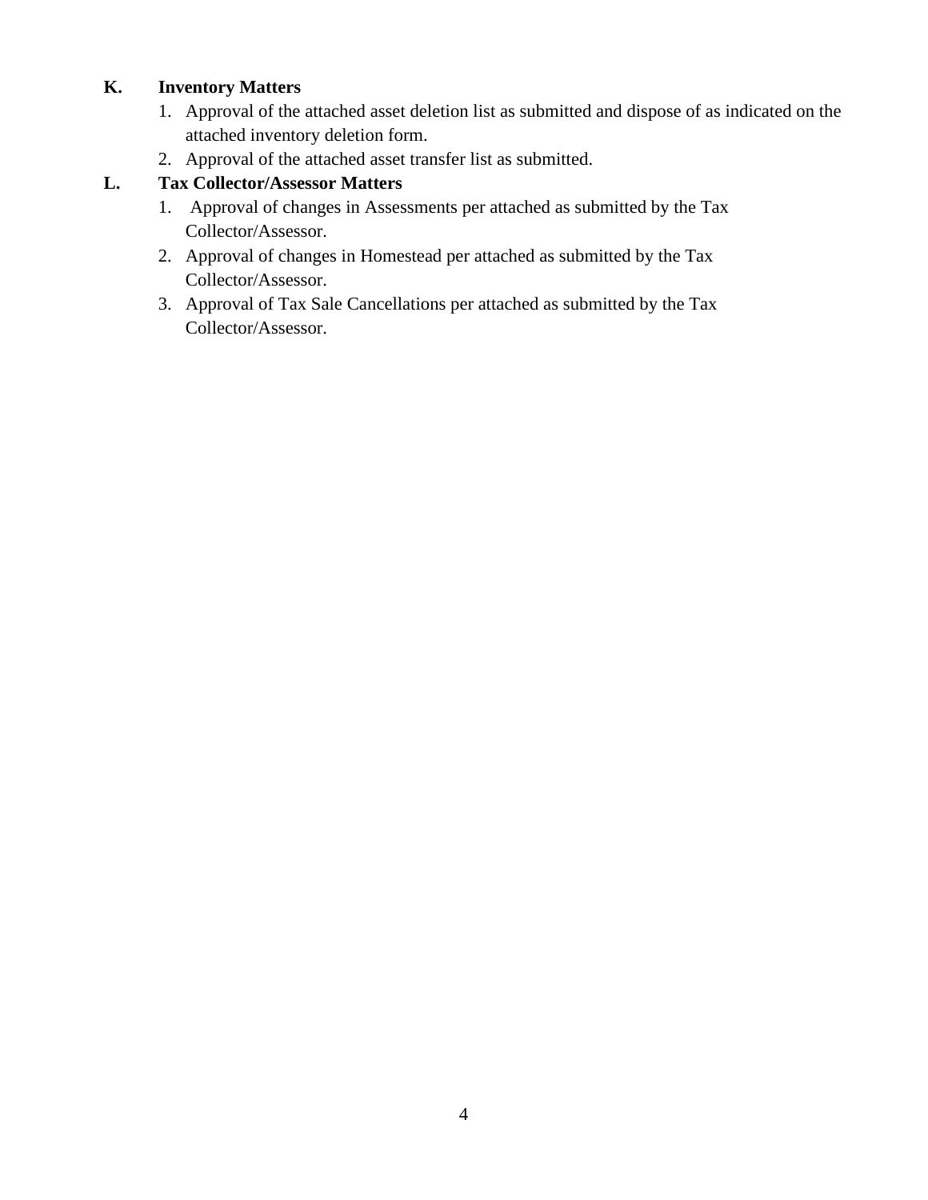**K. Inventory Matters**

1. Approval of the attached asset deletion list as submitted and dispose of as indicated on the attached inventory deletion form.
2. Approval of the attached asset transfer list as submitted.

**L. Tax Collector/Assessor Matters**

1. Approval of changes in Assessments per attached as submitted by the Tax Collector/Assessor.
2. Approval of changes in Homestead per attached as submitted by the Tax Collector/Assessor.
3. Approval of Tax Sale Cancellations per attached as submitted by the Tax Collector/Assessor.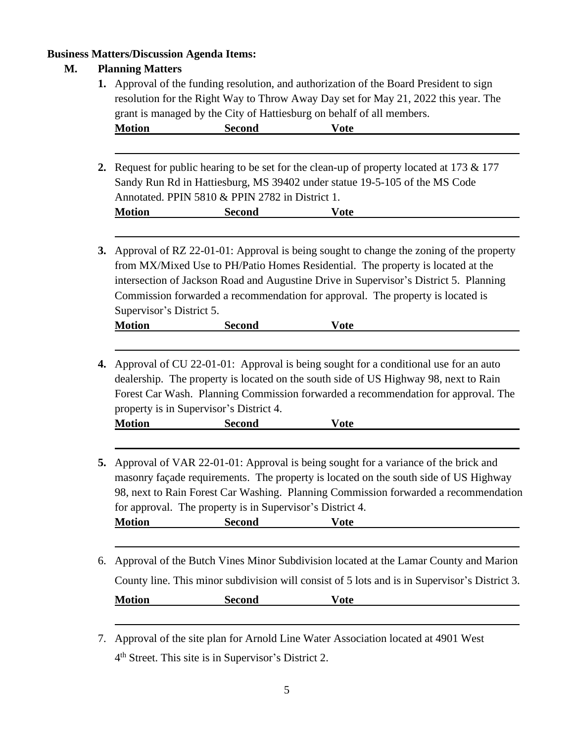**Business Matters/Discussion Agenda Items:**

**M. Planning Matters**

1. Approval of the funding resolution, and authorization of the Board President to sign resolution for the Right Way to Throw Away Day set for May 21, 2022 this year. The grant is managed by the City of Hattiesburg on behalf of all members.

   **Motion** **Second** **Vote**

2. Request for public hearing to be set for the clean-up of property located at 173 & 177 Sandy Run Rd in Hattiesburg, MS 39402 under statue 19-5-105 of the MS Code Annotated. PPIN 5810 & PPIN 2782 in District 1.

   **Motion** **Second** **Vote**

3. Approval of RZ 22-01-01: Approval is being sought to change the zoning of the property from MX/Mixed Use to PH/Patio Homes Residential. The property is located at the intersection of Jackson Road and Augustine Drive in Supervisor's District 5. Planning Commission forwarded a recommendation for approval. The property is located is Supervisor's District 5.

   **Motion** **Second** **Vote**

4. Approval of CU 22-01-01: Approval is being sought for a conditional use for an auto dealership. The property is located on the south side of US Highway 98, next to Rain Forest Car Wash. Planning Commission forwarded a recommendation for approval. The property is in Supervisor's District 4.

   **Motion** **Second** **Vote**

5. Approval of VAR 22-01-01: Approval is being sought for a variance of the brick and masonry façade requirements. The property is located on the south side of US Highway 98, next to Rain Forest Car Washing. Planning Commission forwarded a recommendation for approval. The property is in Supervisor's District 4.

   **Motion** **Second** **Vote**

6. Approval of the Butch Vines Minor Subdivision located at the Lamar County and Marion County line. This minor subdivision will consist of 5 lots and is in Supervisor's District 3.

   **Motion** **Second** **Vote**

7. Approval of the site plan for Arnold Line Water Association located at 4901 West 4th Street. This site is in Supervisor's District 2.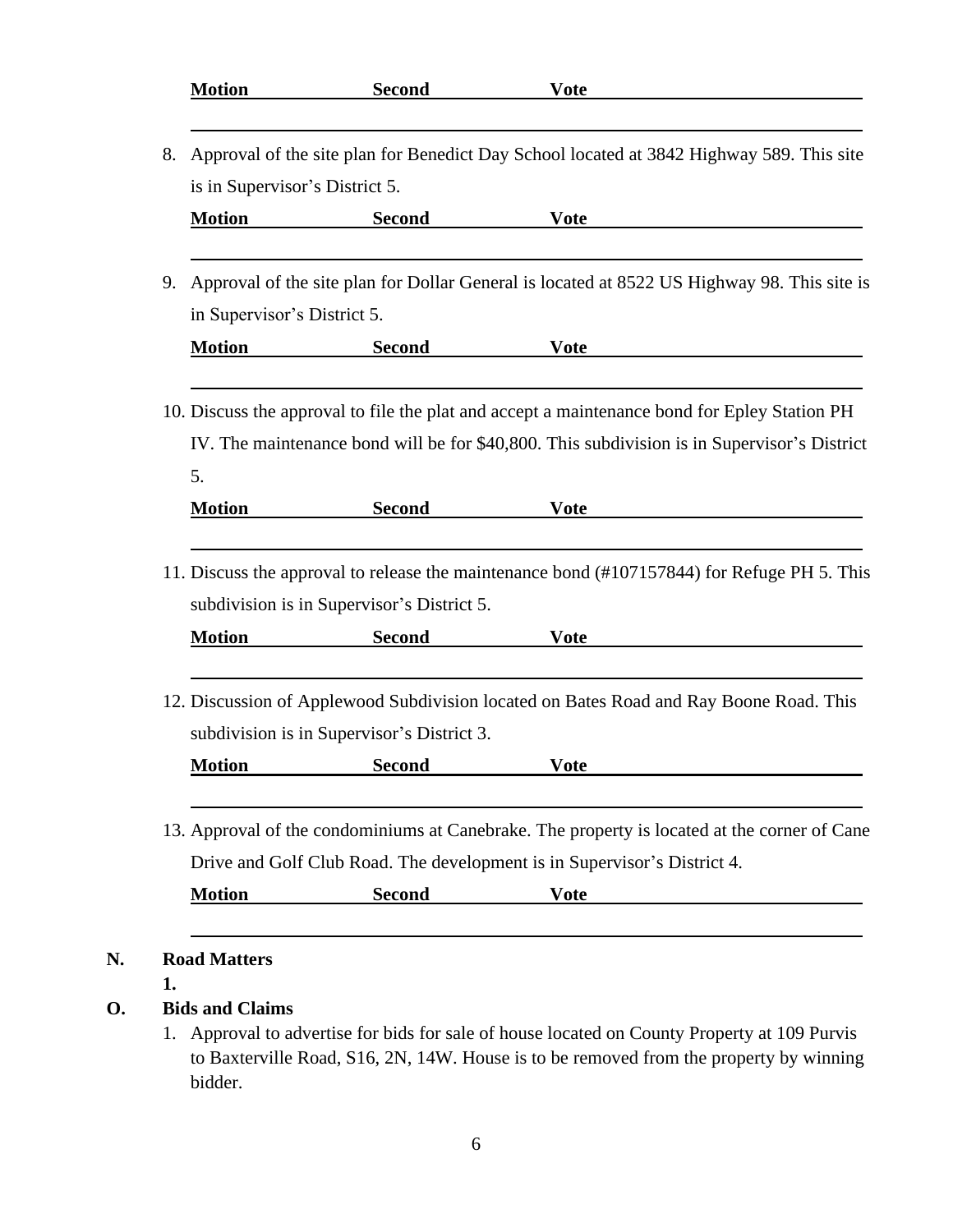**Motion** **Second** **Vote**

8. Approval of the site plan for Benedict Day School located at 3842 Highway 589. This site is in Supervisor's District 5.

   **Motion** **Second** **Vote**

9. Approval of the site plan for Dollar General is located at 8522 US Highway 98. This site is in Supervisor's District 5.

   **Motion** **Second** **Vote**

10. Discuss the approval to file the plat and accept a maintenance bond for Epley Station PH IV. The maintenance bond will be for $40,800. This subdivision is in Supervisor's District 5.

    **Motion** **Second** **Vote**

11. Discuss the approval to release the maintenance bond (#107157844) for Refuge PH 5. This subdivision is in Supervisor's District 5.

    **Motion** **Second** **Vote**

12. Discussion of Applewood Subdivision located on Bates Road and Ray Boone Road. This subdivision is in Supervisor's District 3.

    **Motion** **Second** **Vote**

13. Approval of the condominiums at Canebrake. The property is located at the corner of Cane Drive and Golf Club Road. The development is in Supervisor's District 4.

    **Motion** **Second** **Vote**

**N. Road Matters**

**1.**

**O. Bids and Claims**

1. Approval to advertise for bids for sale of house located on County Property at 109 Purvis to Baxterville Road, S16, 2N, 14W. House is to be removed from the property by winning bidder.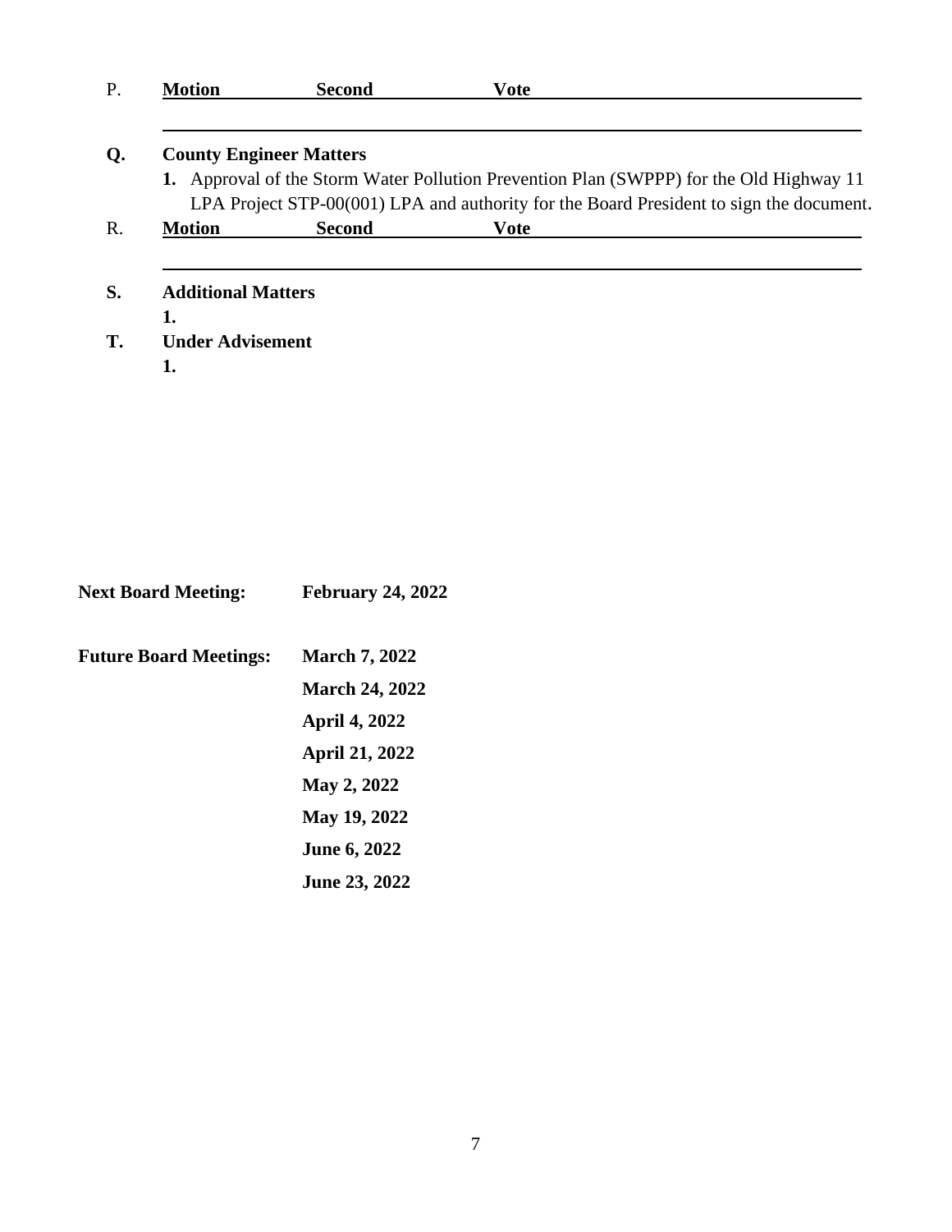P. **Motion** **Second** **Vote** ______________________________________

______________________________________________________________________

**Q. County Engineer Matters**

1. Approval of the Storm Water Pollution Prevention Plan (SWPPP) for the Old Highway 11 LPA Project STP-00(001) LPA and authority for the Board President to sign the document.

R. **Motion** **Second** **Vote** ______________________________________

______________________________________________________________________

**S. Additional Matters**

**1.**

**T. Under Advisement**

**1.**

**Next Board Meeting:** **February 24, 2022**

**Future Board Meetings:** **March 7, 2022**

**March 24, 2022**

**April 4, 2022**

**April 21, 2022**

**May 2, 2022**

**May 19, 2022**

**June 6, 2022**

**June 23, 2022**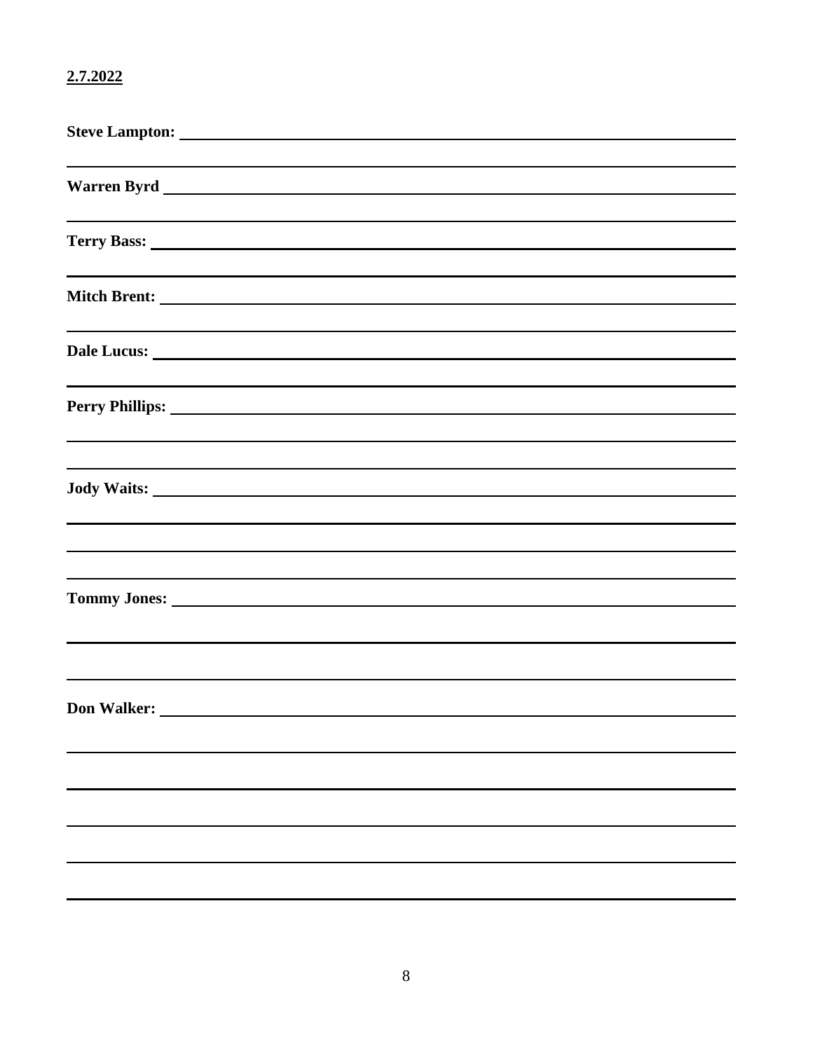**2.7.2022**

**Steve Lampton:**

**Warren Byrd**

**Terry Bass:**

**Mitch Brent:**

**Dale Lucus:**

**Perry Phillips:**

**Jody Waits:**

**Tommy Jones:**

**Don Walker:**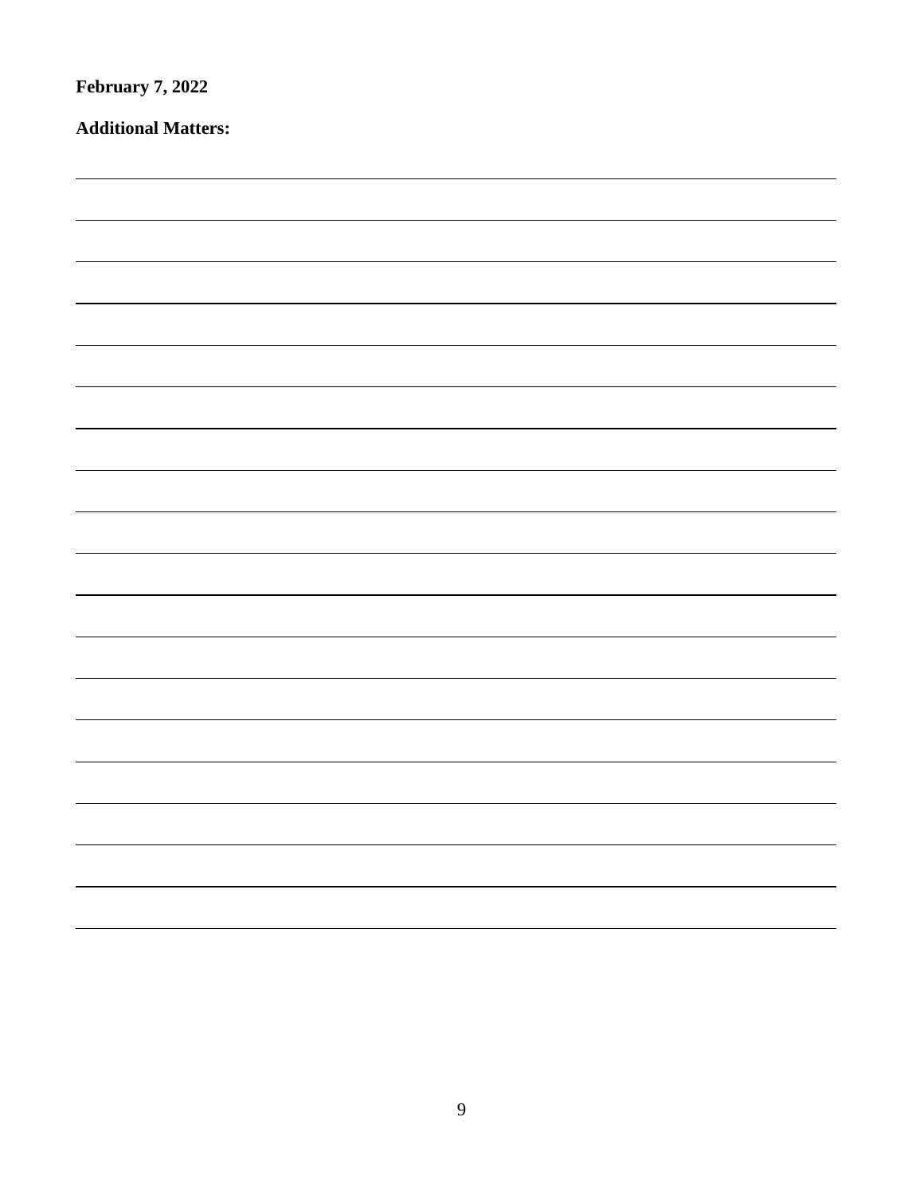**February 7, 2022**

**Additional Matters:**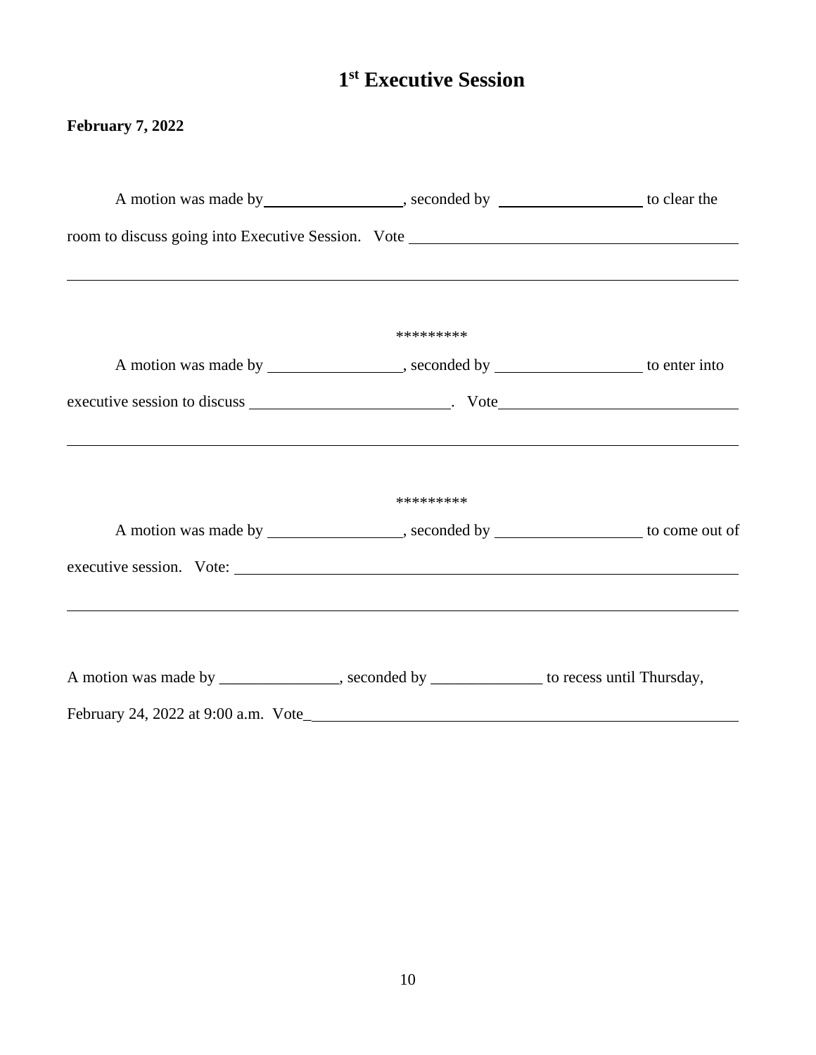# 1st Executive Session

**February 7, 2022**

A motion was made by \_\_\_\_\_\_\_\_\_\_\_\_\_\_\_\_\_\_, seconded by \_\_\_\_\_\_\_\_\_\_\_\_\_\_\_\_\_\_ to clear the room to discuss going into Executive Session. Vote \_\_\_\_\_\_\_\_\_\_\_\_\_\_\_\_\_\_\_\_\_\_\_\_\_\_\_\_\_\_\_\_\_\_\_\_\_\_\_\_\_\_

\_\_\_\_\_\_\_\_\_\_\_\_\_\_\_\_\_\_\_\_\_\_\_\_\_\_\_\_\_\_\_\_\_\_\_\_\_\_\_\_\_\_\_\_\_\_\_\_\_\_\_\_\_\_\_\_\_\_\_\_\_\_\_\_\_\_\_\_\_\_\_\_\_\_\_\_\_\_

*********

A motion was made by \_\_\_\_\_\_\_\_\_\_\_\_\_\_\_\_\_\_, seconded by \_\_\_\_\_\_\_\_\_\_\_\_\_\_\_\_\_\_ to enter into executive session to discuss \_\_\_\_\_\_\_\_\_\_\_\_\_\_\_\_\_\_\_\_\_\_\_\_\_\_. Vote\_\_\_\_\_\_\_\_\_\_\_\_\_\_\_\_\_\_\_\_\_\_\_\_\_\_\_\_\_\_\_\_

\_\_\_\_\_\_\_\_\_\_\_\_\_\_\_\_\_\_\_\_\_\_\_\_\_\_\_\_\_\_\_\_\_\_\_\_\_\_\_\_\_\_\_\_\_\_\_\_\_\_\_\_\_\_\_\_\_\_\_\_\_\_\_\_\_\_\_\_\_\_\_\_\_\_\_\_\_\_

*********

A motion was made by \_\_\_\_\_\_\_\_\_\_\_\_\_\_\_\_\_\_, seconded by \_\_\_\_\_\_\_\_\_\_\_\_\_\_\_\_\_\_ to come out of executive session. Vote: \_\_\_\_\_\_\_\_\_\_\_\_\_\_\_\_\_\_\_\_\_\_\_\_\_\_\_\_\_\_\_\_\_\_\_\_\_\_\_\_\_\_\_\_\_\_\_\_\_\_\_\_\_\_\_\_\_\_\_\_\_

\_\_\_\_\_\_\_\_\_\_\_\_\_\_\_\_\_\_\_\_\_\_\_\_\_\_\_\_\_\_\_\_\_\_\_\_\_\_\_\_\_\_\_\_\_\_\_\_\_\_\_\_\_\_\_\_\_\_\_\_\_\_\_\_\_\_\_\_\_\_\_\_\_\_\_\_\_\_

A motion was made by \_\_\_\_\_\_\_\_\_\_\_\_\_\_\_, seconded by \_\_\_\_\_\_\_\_\_\_\_\_\_\_ to recess until Thursday, February 24, 2022 at 9:00 a.m. Vote\_\_\_\_\_\_\_\_\_\_\_\_\_\_\_\_\_\_\_\_\_\_\_\_\_\_\_\_\_\_\_\_\_\_\_\_\_\_\_\_\_\_\_\_\_\_\_\_\_\_\_\_\_\_\_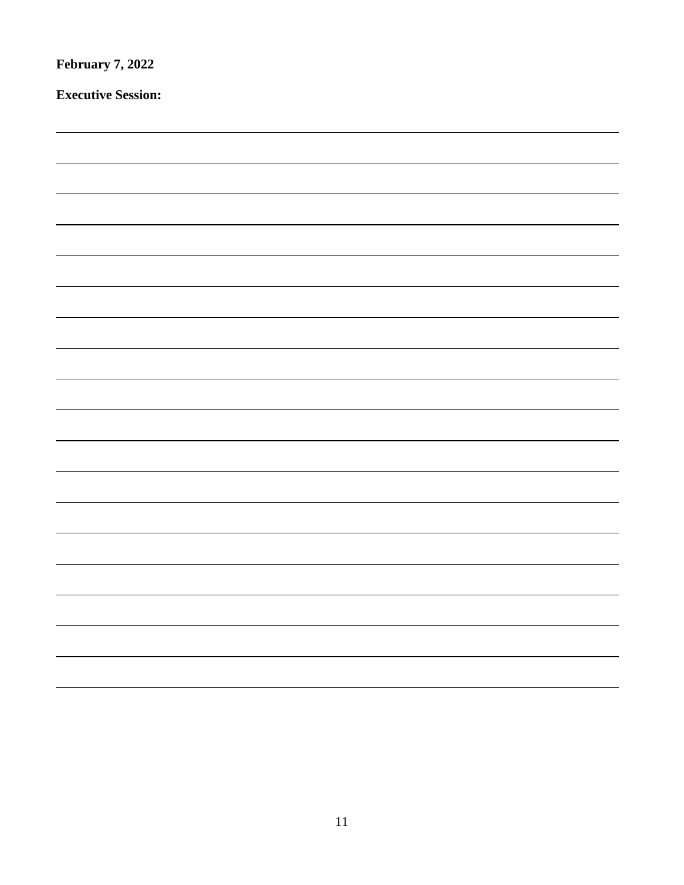**February 7, 2022**

**Executive Session:**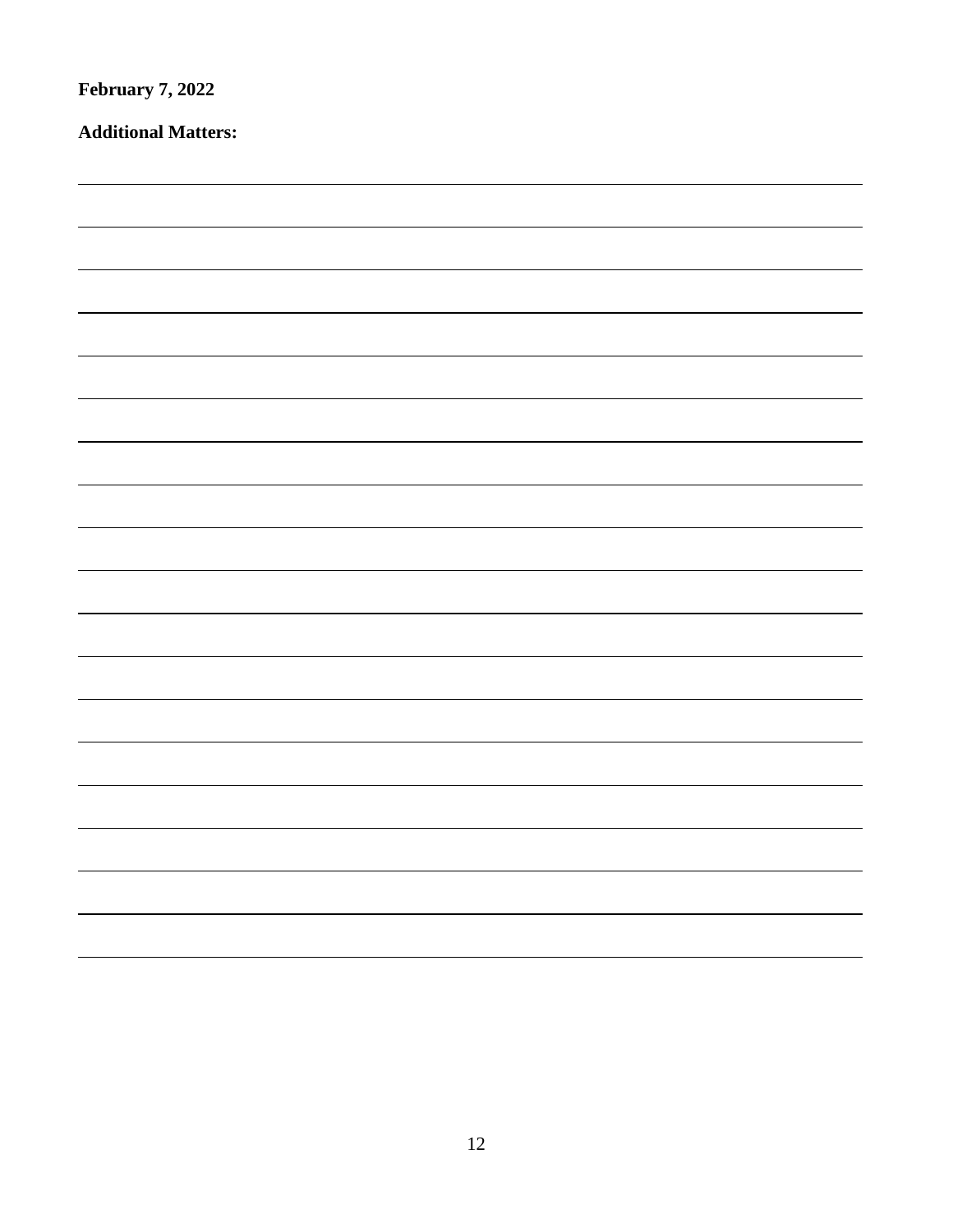**February 7, 2022**

**Additional Matters:**

\_\_\_\_\_\_\_\_\_\_\_\_\_\_\_\_\_\_\_\_\_\_\_\_\_\_\_\_\_\_\_\_\_\_\_\_\_\_\_\_\_\_\_\_\_\_\_\_\_\_\_\_\_\_\_\_\_\_\_\_\_\_\_\_\_\_\_\_\_\_\_\_\_\_\_\_\_\_

\_\_\_\_\_\_\_\_\_\_\_\_\_\_\_\_\_\_\_\_\_\_\_\_\_\_\_\_\_\_\_\_\_\_\_\_\_\_\_\_\_\_\_\_\_\_\_\_\_\_\_\_\_\_\_\_\_\_\_\_\_\_\_\_\_\_\_\_\_\_\_\_\_\_\_\_\_\_

\_\_\_\_\_\_\_\_\_\_\_\_\_\_\_\_\_\_\_\_\_\_\_\_\_\_\_\_\_\_\_\_\_\_\_\_\_\_\_\_\_\_\_\_\_\_\_\_\_\_\_\_\_\_\_\_\_\_\_\_\_\_\_\_\_\_\_\_\_\_\_\_\_\_\_\_\_\_

\_\_\_\_\_\_\_\_\_\_\_\_\_\_\_\_\_\_\_\_\_\_\_\_\_\_\_\_\_\_\_\_\_\_\_\_\_\_\_\_\_\_\_\_\_\_\_\_\_\_\_\_\_\_\_\_\_\_\_\_\_\_\_\_\_\_\_\_\_\_\_\_\_\_\_\_\_\_

\_\_\_\_\_\_\_\_\_\_\_\_\_\_\_\_\_\_\_\_\_\_\_\_\_\_\_\_\_\_\_\_\_\_\_\_\_\_\_\_\_\_\_\_\_\_\_\_\_\_\_\_\_\_\_\_\_\_\_\_\_\_\_\_\_\_\_\_\_\_\_\_\_\_\_\_\_\_

\_\_\_\_\_\_\_\_\_\_\_\_\_\_\_\_\_\_\_\_\_\_\_\_\_\_\_\_\_\_\_\_\_\_\_\_\_\_\_\_\_\_\_\_\_\_\_\_\_\_\_\_\_\_\_\_\_\_\_\_\_\_\_\_\_\_\_\_\_\_\_\_\_\_\_\_\_\_

\_\_\_\_\_\_\_\_\_\_\_\_\_\_\_\_\_\_\_\_\_\_\_\_\_\_\_\_\_\_\_\_\_\_\_\_\_\_\_\_\_\_\_\_\_\_\_\_\_\_\_\_\_\_\_\_\_\_\_\_\_\_\_\_\_\_\_\_\_\_\_\_\_\_\_\_\_\_

\_\_\_\_\_\_\_\_\_\_\_\_\_\_\_\_\_\_\_\_\_\_\_\_\_\_\_\_\_\_\_\_\_\_\_\_\_\_\_\_\_\_\_\_\_\_\_\_\_\_\_\_\_\_\_\_\_\_\_\_\_\_\_\_\_\_\_\_\_\_\_\_\_\_\_\_\_\_

\_\_\_\_\_\_\_\_\_\_\_\_\_\_\_\_\_\_\_\_\_\_\_\_\_\_\_\_\_\_\_\_\_\_\_\_\_\_\_\_\_\_\_\_\_\_\_\_\_\_\_\_\_\_\_\_\_\_\_\_\_\_\_\_\_\_\_\_\_\_\_\_\_\_\_\_\_\_

\_\_\_\_\_\_\_\_\_\_\_\_\_\_\_\_\_\_\_\_\_\_\_\_\_\_\_\_\_\_\_\_\_\_\_\_\_\_\_\_\_\_\_\_\_\_\_\_\_\_\_\_\_\_\_\_\_\_\_\_\_\_\_\_\_\_\_\_\_\_\_\_\_\_\_\_\_\_

\_\_\_\_\_\_\_\_\_\_\_\_\_\_\_\_\_\_\_\_\_\_\_\_\_\_\_\_\_\_\_\_\_\_\_\_\_\_\_\_\_\_\_\_\_\_\_\_\_\_\_\_\_\_\_\_\_\_\_\_\_\_\_\_\_\_\_\_\_\_\_\_\_\_\_\_\_\_

\_\_\_\_\_\_\_\_\_\_\_\_\_\_\_\_\_\_\_\_\_\_\_\_\_\_\_\_\_\_\_\_\_\_\_\_\_\_\_\_\_\_\_\_\_\_\_\_\_\_\_\_\_\_\_\_\_\_\_\_\_\_\_\_\_\_\_\_\_\_\_\_\_\_\_\_\_\_

\_\_\_\_\_\_\_\_\_\_\_\_\_\_\_\_\_\_\_\_\_\_\_\_\_\_\_\_\_\_\_\_\_\_\_\_\_\_\_\_\_\_\_\_\_\_\_\_\_\_\_\_\_\_\_\_\_\_\_\_\_\_\_\_\_\_\_\_\_\_\_\_\_\_\_\_\_\_

\_\_\_\_\_\_\_\_\_\_\_\_\_\_\_\_\_\_\_\_\_\_\_\_\_\_\_\_\_\_\_\_\_\_\_\_\_\_\_\_\_\_\_\_\_\_\_\_\_\_\_\_\_\_\_\_\_\_\_\_\_\_\_\_\_\_\_\_\_\_\_\_\_\_\_\_\_\_

\_\_\_\_\_\_\_\_\_\_\_\_\_\_\_\_\_\_\_\_\_\_\_\_\_\_\_\_\_\_\_\_\_\_\_\_\_\_\_\_\_\_\_\_\_\_\_\_\_\_\_\_\_\_\_\_\_\_\_\_\_\_\_\_\_\_\_\_\_\_\_\_\_\_\_\_\_\_

\_\_\_\_\_\_\_\_\_\_\_\_\_\_\_\_\_\_\_\_\_\_\_\_\_\_\_\_\_\_\_\_\_\_\_\_\_\_\_\_\_\_\_\_\_\_\_\_\_\_\_\_\_\_\_\_\_\_\_\_\_\_\_\_\_\_\_\_\_\_\_\_\_\_\_\_\_\_

\_\_\_\_\_\_\_\_\_\_\_\_\_\_\_\_\_\_\_\_\_\_\_\_\_\_\_\_\_\_\_\_\_\_\_\_\_\_\_\_\_\_\_\_\_\_\_\_\_\_\_\_\_\_\_\_\_\_\_\_\_\_\_\_\_\_\_\_\_\_\_\_\_\_\_\_\_\_

\_\_\_\_\_\_\_\_\_\_\_\_\_\_\_\_\_\_\_\_\_\_\_\_\_\_\_\_\_\_\_\_\_\_\_\_\_\_\_\_\_\_\_\_\_\_\_\_\_\_\_\_\_\_\_\_\_\_\_\_\_\_\_\_\_\_\_\_\_\_\_\_\_\_\_\_\_\_

\_\_\_\_\_\_\_\_\_\_\_\_\_\_\_\_\_\_\_\_\_\_\_\_\_\_\_\_\_\_\_\_\_\_\_\_\_\_\_\_\_\_\_\_\_\_\_\_\_\_\_\_\_\_\_\_\_\_\_\_\_\_\_\_\_\_\_\_\_\_\_\_\_\_\_\_\_\_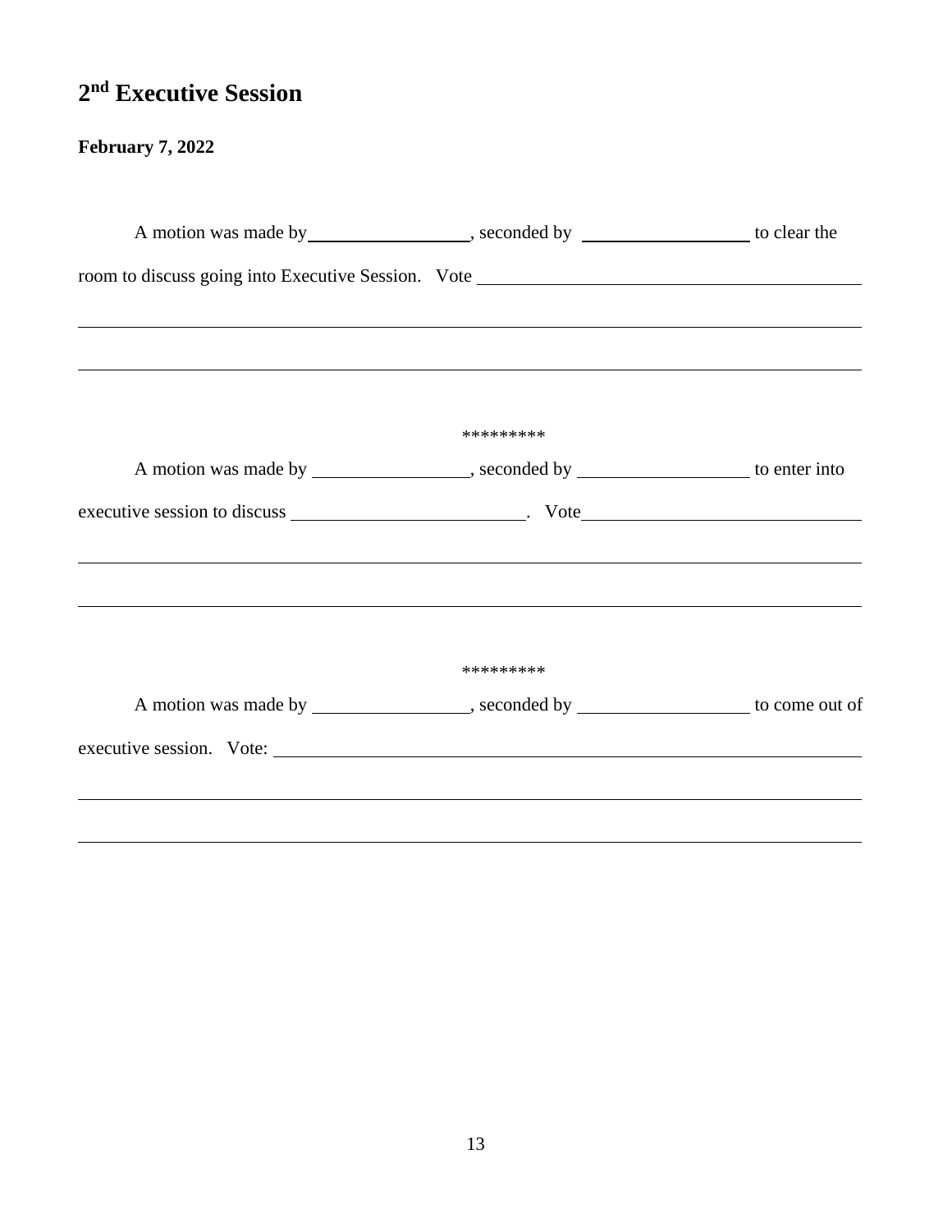## 2nd Executive Session

**February 7, 2022**

A motion was made by\_\_\_\_\_\_\_\_\_\_\_\_\_\_\_\_\_\_, seconded by \_\_\_\_\_\_\_\_\_\_\_\_\_\_\_\_\_\_\_ to clear the room to discuss going into Executive Session. Vote \_\_\_\_\_\_\_\_\_\_\_\_\_\_\_\_\_\_\_\_\_\_\_\_\_\_\_\_\_\_\_\_\_\_\_\_\_\_\_\_\_\_\_\_

\_\_\_\_\_\_\_\_\_\_\_\_\_\_\_\_\_\_\_\_\_\_\_\_\_\_\_\_\_\_\_\_\_\_\_\_\_\_\_\_\_\_\_\_\_\_\_\_\_\_\_\_\_\_\_\_\_\_\_\_\_\_\_\_\_\_\_\_\_\_\_\_\_\_\_\_\_\_\_\_\_\_\_\_\_\_\_\_\_\_

\_\_\_\_\_\_\_\_\_\_\_\_\_\_\_\_\_\_\_\_\_\_\_\_\_\_\_\_\_\_\_\_\_\_\_\_\_\_\_\_\_\_\_\_\_\_\_\_\_\_\_\_\_\_\_\_\_\_\_\_\_\_\_\_\_\_\_\_\_\_\_\_\_\_\_\_\_\_\_\_\_\_\_\_\_\_\_\_\_\_

*********

A motion was made by \_\_\_\_\_\_\_\_\_\_\_\_\_\_\_\_\_\_, seconded by \_\_\_\_\_\_\_\_\_\_\_\_\_\_\_\_\_\_\_ to enter into executive session to discuss \_\_\_\_\_\_\_\_\_\_\_\_\_\_\_\_\_\_\_\_\_\_\_\_\_\_\_. Vote\_\_\_\_\_\_\_\_\_\_\_\_\_\_\_\_\_\_\_\_\_\_\_\_\_\_\_\_\_\_\_\_

\_\_\_\_\_\_\_\_\_\_\_\_\_\_\_\_\_\_\_\_\_\_\_\_\_\_\_\_\_\_\_\_\_\_\_\_\_\_\_\_\_\_\_\_\_\_\_\_\_\_\_\_\_\_\_\_\_\_\_\_\_\_\_\_\_\_\_\_\_\_\_\_\_\_\_\_\_\_\_\_\_\_\_\_\_\_\_\_\_\_

\_\_\_\_\_\_\_\_\_\_\_\_\_\_\_\_\_\_\_\_\_\_\_\_\_\_\_\_\_\_\_\_\_\_\_\_\_\_\_\_\_\_\_\_\_\_\_\_\_\_\_\_\_\_\_\_\_\_\_\_\_\_\_\_\_\_\_\_\_\_\_\_\_\_\_\_\_\_\_\_\_\_\_\_\_\_\_\_\_\_

*********

A motion was made by \_\_\_\_\_\_\_\_\_\_\_\_\_\_\_\_\_\_, seconded by \_\_\_\_\_\_\_\_\_\_\_\_\_\_\_\_\_\_\_ to come out of executive session. Vote: \_\_\_\_\_\_\_\_\_\_\_\_\_\_\_\_\_\_\_\_\_\_\_\_\_\_\_\_\_\_\_\_\_\_\_\_\_\_\_\_\_\_\_\_\_\_\_\_\_\_\_\_\_\_\_\_\_\_\_\_\_\_\_\_\_\_\_\_

\_\_\_\_\_\_\_\_\_\_\_\_\_\_\_\_\_\_\_\_\_\_\_\_\_\_\_\_\_\_\_\_\_\_\_\_\_\_\_\_\_\_\_\_\_\_\_\_\_\_\_\_\_\_\_\_\_\_\_\_\_\_\_\_\_\_\_\_\_\_\_\_\_\_\_\_\_\_\_\_\_\_\_\_\_\_\_\_\_\_

\_\_\_\_\_\_\_\_\_\_\_\_\_\_\_\_\_\_\_\_\_\_\_\_\_\_\_\_\_\_\_\_\_\_\_\_\_\_\_\_\_\_\_\_\_\_\_\_\_\_\_\_\_\_\_\_\_\_\_\_\_\_\_\_\_\_\_\_\_\_\_\_\_\_\_\_\_\_\_\_\_\_\_\_\_\_\_\_\_\_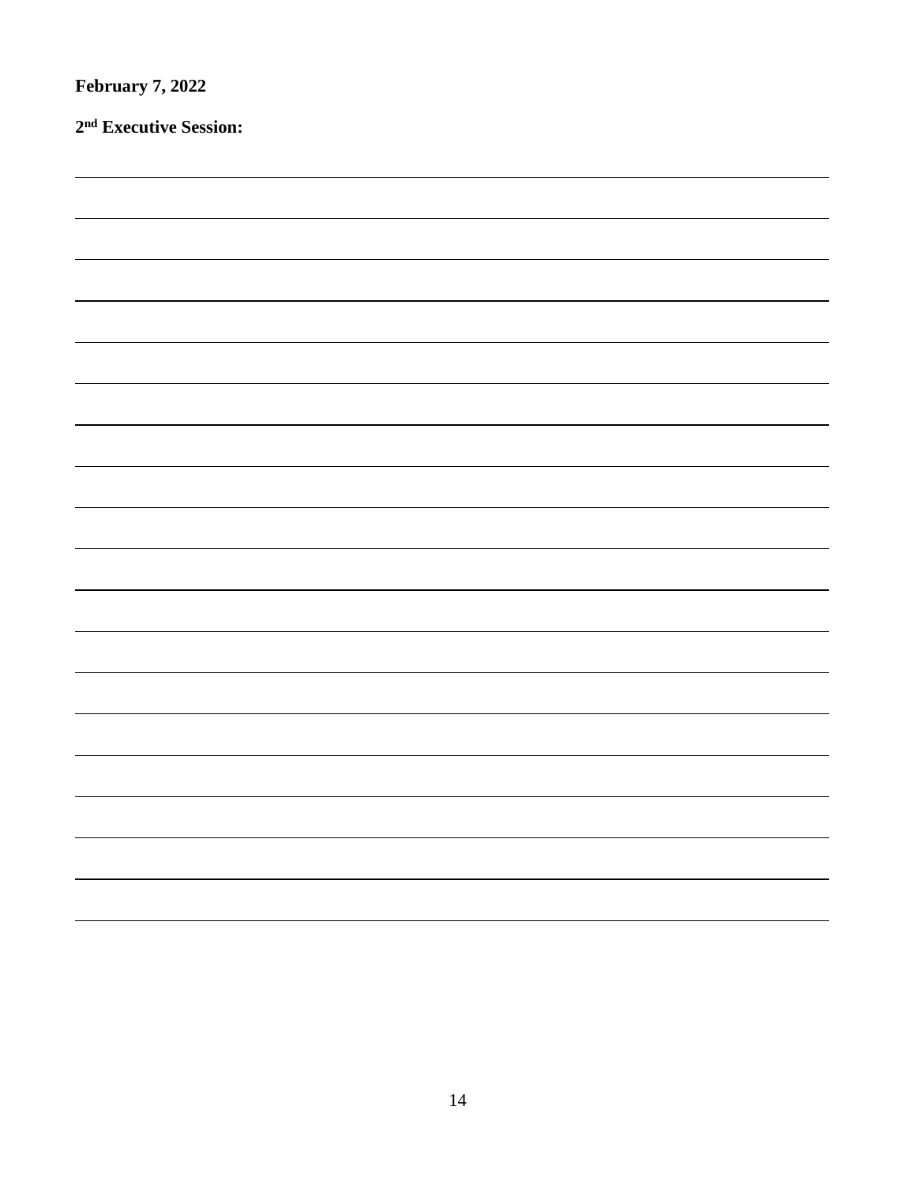**February 7, 2022**

**2[nd] Executive Session:**